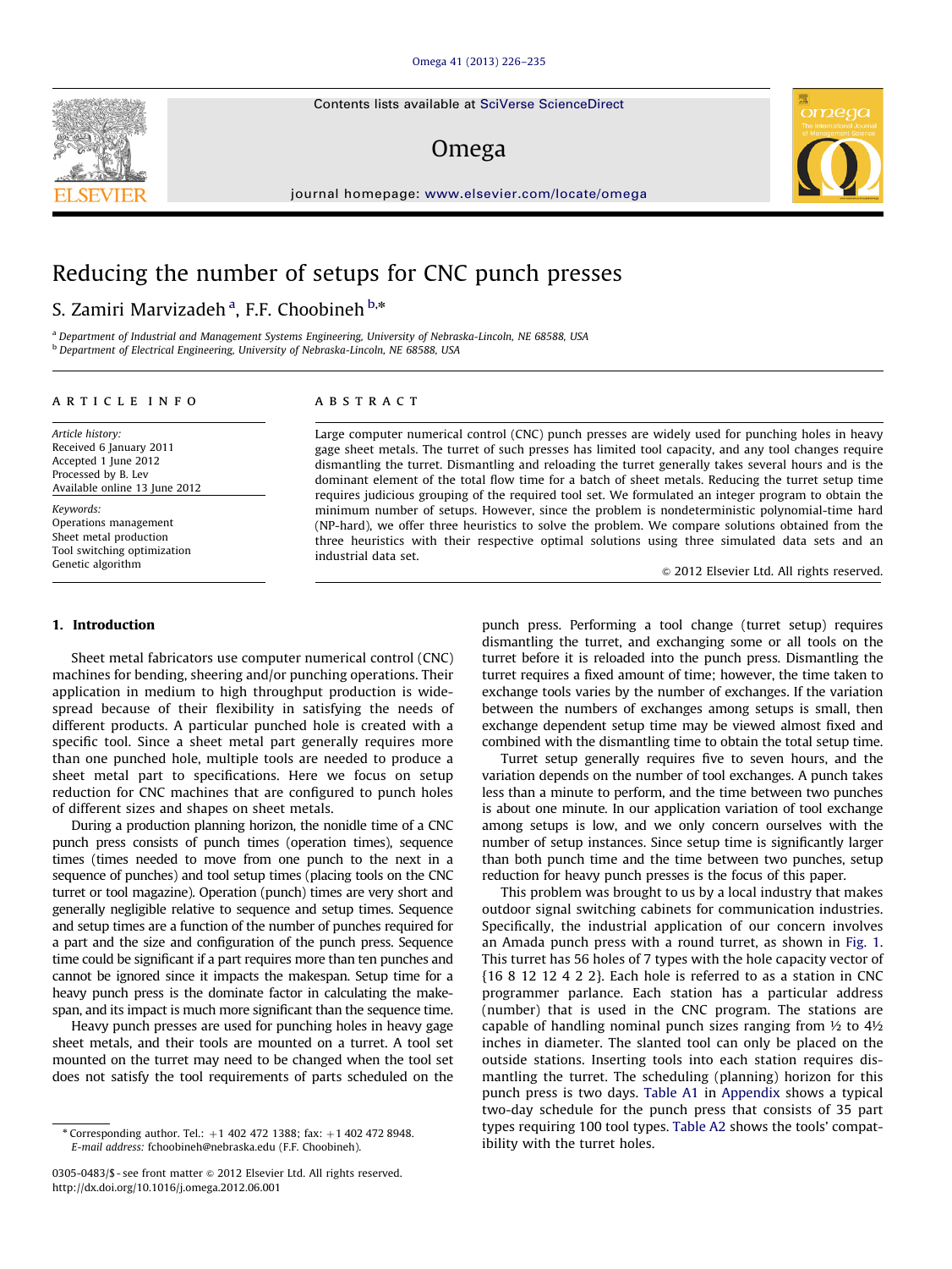Contents lists available at SciVerse ScienceDirect

# Omega

journal homepage: www.elsevier.com/locate/omega

# Reducing the number of setups for CNC punch presses

S. Zamiri Marvizadeh [a], F.F. Choobineh [b,*]

[a] Department of Industrial and Management Systems Engineering, University of Nebraska-Lincoln, NE 68588, USA
[b] Department of Electrical Engineering, University of Nebraska-Lincoln, NE 68588, USA

**ARTICLE INFO**

*Article history:*
Received 6 January 2011
Accepted 1 June 2012
Processed by B. Lev
Available online 13 June 2012

*Keywords:*
Operations management
Sheet metal production
Tool switching optimization
Genetic algorithm

**ABSTRACT**

Large computer numerical control (CNC) punch presses are widely used for punching holes in heavy gage sheet metals. The turret of such presses has limited tool capacity, and any tool changes require dismantling the turret. Dismantling and reloading the turret generally takes several hours and is the dominant element of the total flow time for a batch of sheet metals. Reducing the turret setup time requires judicious grouping of the required tool set. We formulated an integer program to obtain the minimum number of setups. However, since the problem is nondeterministic polynomial-time hard (NP-hard), we offer three heuristics to solve the problem. We compare solutions obtained from the three heuristics with their respective optimal solutions using three simulated data sets and an industrial data set.

© 2012 Elsevier Ltd. All rights reserved.

## 1. Introduction

Sheet metal fabricators use computer numerical control (CNC) machines for bending, sheering and/or punching operations. Their application in medium to high throughput production is widespread because of their flexibility in satisfying the needs of different products. A particular punched hole is created with a specific tool. Since a sheet metal part generally requires more than one punched hole, multiple tools are needed to produce a sheet metal part to specifications. Here we focus on setup reduction for CNC machines that are configured to punch holes of different sizes and shapes on sheet metals.

During a production planning horizon, the nonidle time of a CNC punch press consists of punch times (operation times), sequence times (times needed to move from one punch to the next in a sequence of punches) and tool setup times (placing tools on the CNC turret or tool magazine). Operation (punch) times are very short and generally negligible relative to sequence and setup times. Sequence and setup times are a function of the number of punches required for a part and the size and configuration of the punch press. Sequence time could be significant if a part requires more than ten punches and cannot be ignored since it impacts the makespan. Setup time for a heavy punch press is the dominate factor in calculating the makespan, and its impact is much more significant than the sequence time.

Heavy punch presses are used for punching holes in heavy gage sheet metals, and their tools are mounted on a turret. A tool set mounted on the turret may need to be changed when the tool set does not satisfy the tool requirements of parts scheduled on the punch press. Performing a tool change (turret setup) requires dismantling the turret, and exchanging some or all tools on the turret before it is reloaded into the punch press. Dismantling the turret requires a fixed amount of time; however, the time taken to exchange tools varies by the number of exchanges. If the variation between the numbers of exchanges among setups is small, then exchange dependent setup time may be viewed almost fixed and combined with the dismantling time to obtain the total setup time.

Turret setup generally requires five to seven hours, and the variation depends on the number of tool exchanges. A punch takes less than a minute to perform, and the time between two punches is about one minute. In our application variation of tool exchange among setups is low, and we only concern ourselves with the number of setup instances. Since setup time is significantly larger than both punch time and the time between two punches, setup reduction for heavy punch presses is the focus of this paper.

This problem was brought to us by a local industry that makes outdoor signal switching cabinets for communication industries. Specifically, the industrial application of our concern involves an Amada punch press with a round turret, as shown in Fig. 1. This turret has 56 holes of 7 types with the hole capacity vector of {16 8 12 12 4 2 2}. Each hole is referred to as a station in CNC programmer parlance. Each station has a particular address (number) that is used in the CNC program. The stations are capable of handling nominal punch sizes ranging from ½ to 4½ inches in diameter. The slanted tool can only be placed on the outside stations. Inserting tools into each station requires dismantling the turret. The scheduling (planning) horizon for this punch press is two days. Table A1 in Appendix shows a typical two-day schedule for the punch press that consists of 35 part types requiring 100 tool types. Table A2 shows the tools' compatibility with the turret holes.

\* Corresponding author. Tel.: +1 402 472 1388; fax: +1 402 472 8948.
E-mail address: fchoobineh@nebraska.edu (F.F. Choobineh).

0305-0483/$ - see front matter © 2012 Elsevier Ltd. All rights reserved.
http://dx.doi.org/10.1016/j.omega.2012.06.001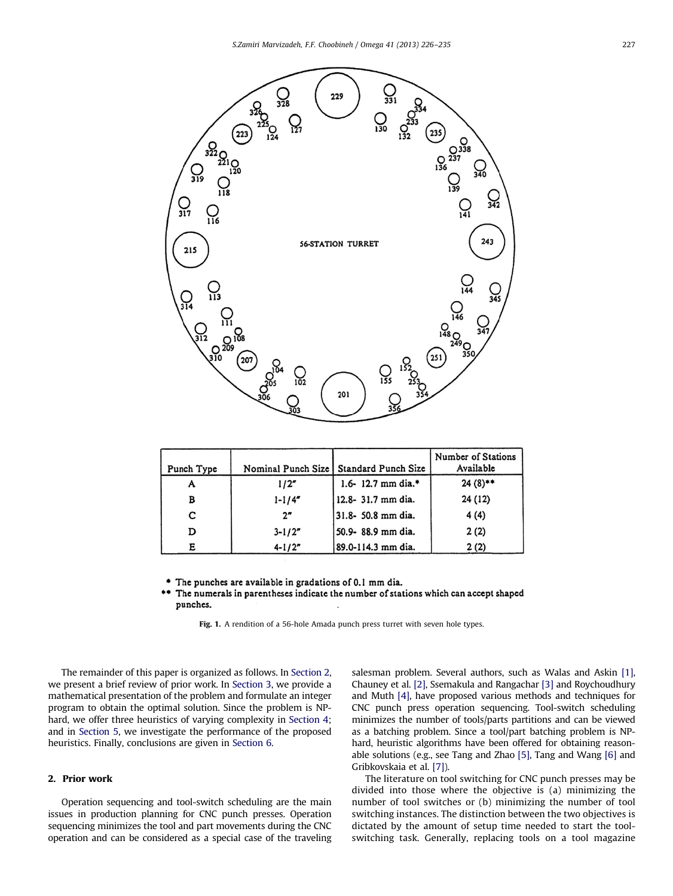| Punch Type | Nominal Punch Size | Standard Punch Size | Number of Stations Available |
|---|---|---|---|
| A | 1/2″ | 1.6- 12.7 mm dia.* | 24 (8)** |
| B | 1-1/4″ | 12.8- 31.7 mm dia. | 24 (12) |
| C | 2″ | 31.8- 50.8 mm dia. | 4 (4) |
| D | 3-1/2″ | 50.9- 88.9 mm dia. | 2 (2) |
| E | 4-1/2″ | 89.0-114.3 mm dia. | 2 (2) |

\* The punches are available in gradations of 0.1 mm dia.

\*\* The numerals in parentheses indicate the number of stations which can accept shaped punches.

**Fig. 1.** A rendition of a 56-hole Amada punch press turret with seven hole types.

The remainder of this paper is organized as follows. In Section 2, we present a brief review of prior work. In Section 3, we provide a mathematical presentation of the problem and formulate an integer program to obtain the optimal solution. Since the problem is NP-hard, we offer three heuristics of varying complexity in Section 4; and in Section 5, we investigate the performance of the proposed heuristics. Finally, conclusions are given in Section 6.

## 2. Prior work

Operation sequencing and tool-switch scheduling are the main issues in production planning for CNC punch presses. Operation sequencing minimizes the tool and part movements during the CNC operation and can be considered as a special case of the traveling salesman problem. Several authors, such as Walas and Askin [1], Chauney et al. [2], Ssemakula and Rangachar [3] and Roychoudhury and Muth [4], have proposed various methods and techniques for CNC punch press operation sequencing. Tool-switch scheduling minimizes the number of tools/parts partitions and can be viewed as a batching problem. Since a tool/part batching problem is NP-hard, heuristic algorithms have been offered for obtaining reasonable solutions (e.g., see Tang and Zhao [5], Tang and Wang [6] and Gribkovskaia et al. [7]).

The literature on tool switching for CNC punch presses may be divided into those where the objective is (a) minimizing the number of tool switches or (b) minimizing the number of tool switching instances. The distinction between the two objectives is dictated by the amount of setup time needed to start the tool-switching task. Generally, replacing tools on a tool magazine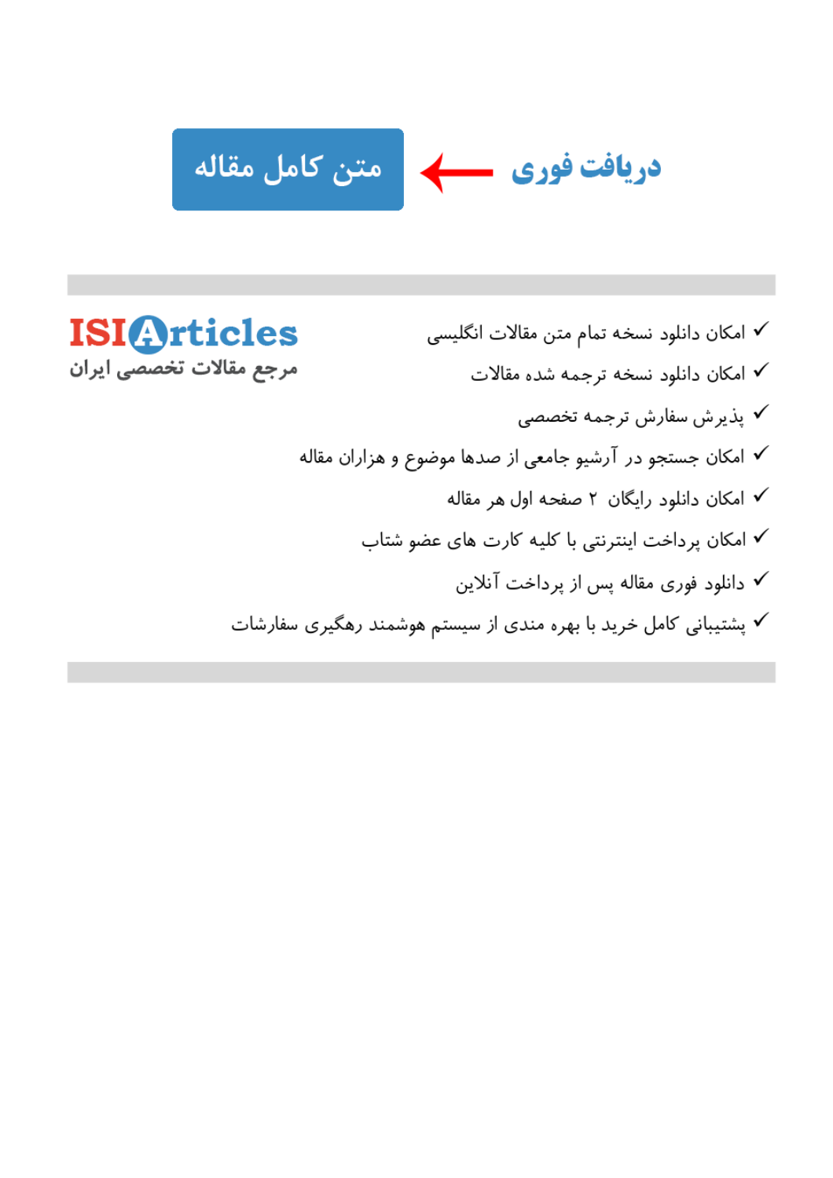دریافت فوری ← **متن کامل مقاله**

**ISIArticles**
مرجع مقالات تخصصی ایران

- ✓ امکان دانلود نسخه تمام متن مقالات انگلیسی
- ✓ امکان دانلود نسخه ترجمه شده مقالات
- ✓ پذیرش سفارش ترجمه تخصصی
- ✓ امکان جستجو در آرشیو جامعی از صدها موضوع و هزاران مقاله
- ✓ امکان دانلود رایگان ۲ صفحه اول هر مقاله
- ✓ امکان پرداخت اینترنتی با کلیه کارت های عضو شتاب
- ✓ دانلود فوری مقاله پس از پرداخت آنلاین
- ✓ پشتیبانی کامل خرید با بهره مندی از سیستم هوشمند رهگیری سفارشات